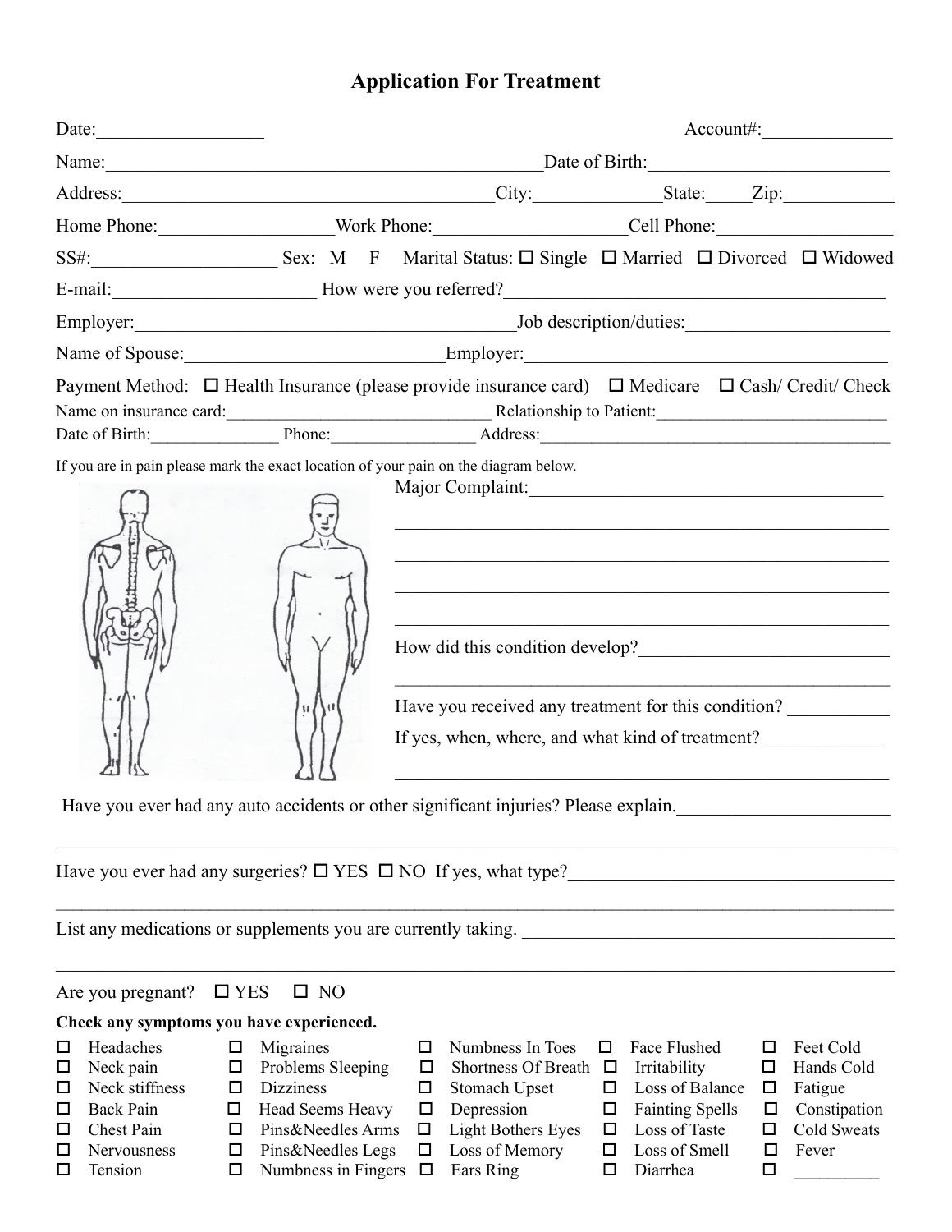# Application For Treatment

Date:__________________ Account#:______________

Name:_______________________________________________Date of Birth:__________________________

Address:________________________________________City:_____________State:_____Zip:____________

Home Phone:___________________Work Phone:____________________Cell Phone:__________________

SS#:____________________ Sex: M F Marital Status: ☐ Single ☐ Married ☐ Divorced ☐ Widowed

E-mail:______________________ How were you referred?__________________________________________

Employer:__________________________________________Job description/duties:______________________

Name of Spouse:____________________________Employer:__________________________________________

Payment Method: ☐ Health Insurance (please provide insurance card) ☐ Medicare ☐ Cash/ Credit/ Check

Name on insurance card:_______________________________ Relationship to Patient:__________________________

Date of Birth:_______________ Phone:________________ Address:_________________________________________

If you are in pain please mark the exact location of your pain on the diagram below.

Major Complaint:______________________________________

_______________________________________________________

_______________________________________________________

_______________________________________________________

_______________________________________________________

How did this condition develop?____________________________

_______________________________________________________

Have you received any treatment for this condition? ___________

If yes, when, where, and what kind of treatment? _____________

_______________________________________________________

Have you ever had any auto accidents or other significant injuries? Please explain.______________________

_____________________________________________________________________________________________

Have you ever had any surgeries? ☐ YES ☐ NO If yes, what type?___________________________________

_____________________________________________________________________________________________

List any medications or supplements you are currently taking. _______________________________________

_____________________________________________________________________________________________

Are you pregnant? ☐ YES ☐ NO

**Check any symptoms you have experienced.**

| | | | | |
|---|---|---|---|---|
| ☐ Headaches | ☐ Migraines | ☐ Numbness In Toes | ☐ Face Flushed | ☐ Feet Cold |
| ☐ Neck pain | ☐ Problems Sleeping | ☐ Shortness Of Breath | ☐ Irritability | ☐ Hands Cold |
| ☐ Neck stiffness | ☐ Dizziness | ☐ Stomach Upset | ☐ Loss of Balance | ☐ Fatigue |
| ☐ Back Pain | ☐ Head Seems Heavy | ☐ Depression | ☐ Fainting Spells | ☐ Constipation |
| ☐ Chest Pain | ☐ Pins&Needles Arms | ☐ Light Bothers Eyes | ☐ Loss of Taste | ☐ Cold Sweats |
| ☐ Nervousness | ☐ Pins&Needles Legs | ☐ Loss of Memory | ☐ Loss of Smell | ☐ Fever |
| ☐ Tension | ☐ Numbness in Fingers | ☐ Ears Ring | ☐ Diarrhea | ☐ __________ |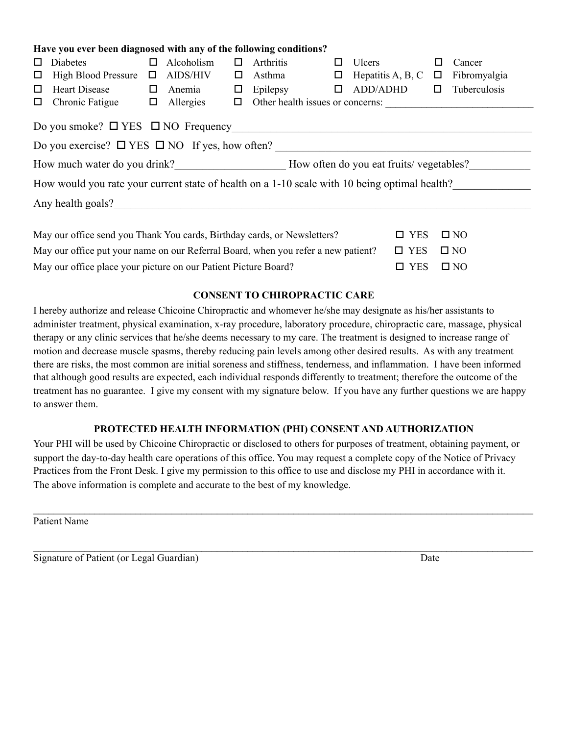**Have you ever been diagnosed with any of the following conditions?**

| | | | | |
|---|---|---|---|---|
| ☐ Diabetes | ☐ Alcoholism | ☐ Arthritis | ☐ Ulcers | ☐ Cancer |
| ☐ High Blood Pressure | ☐ AIDS/HIV | ☐ Asthma | ☐ Hepatitis A, B, C | ☐ Fibromyalgia |
| ☐ Heart Disease | ☐ Anemia | ☐ Epilepsy | ☐ ADD/ADHD | ☐ Tuberculosis |
| ☐ Chronic Fatigue | ☐ Allergies | ☐ Other health issues or concerns: ____________________________ | | |

Do you smoke? ☐ YES ☐ NO Frequency_______________________________________________________

Do you exercise? ☐ YES ☐ NO If yes, how often? ______________________________________________

How much water do you drink?____________________ How often do you eat fruits/ vegetables?___________

How would you rate your current state of health on a 1-10 scale with 10 being optimal health?______________

Any health goals?____________________________________________________________________________

May our office send you Thank You cards, Birthday cards, or Newsletters? ☐ YES ☐ NO

May our office put your name on our Referral Board, when you refer a new patient? ☐ YES ☐ NO

May our office place your picture on our Patient Picture Board? ☐ YES ☐ NO

**CONSENT TO CHIROPRACTIC CARE**

I hereby authorize and release Chicoine Chiropractic and whomever he/she may designate as his/her assistants to administer treatment, physical examination, x-ray procedure, laboratory procedure, chiropractic care, massage, physical therapy or any clinic services that he/she deems necessary to my care. The treatment is designed to increase range of motion and decrease muscle spasms, thereby reducing pain levels among other desired results. As with any treatment there are risks, the most common are initial soreness and stiffness, tenderness, and inflammation. I have been informed that although good results are expected, each individual responds differently to treatment; therefore the outcome of the treatment has no guarantee. I give my consent with my signature below. If you have any further questions we are happy to answer them.

**PROTECTED HEALTH INFORMATION (PHI) CONSENT AND AUTHORIZATION**

Your PHI will be used by Chicoine Chiropractic or disclosed to others for purposes of treatment, obtaining payment, or support the day-to-day health care operations of this office. You may request a complete copy of the Notice of Privacy Practices from the Front Desk. I give my permission to this office to use and disclose my PHI in accordance with it. The above information is complete and accurate to the best of my knowledge.

_____________________________________________________________________________________________

Patient Name

_____________________________________________________________________________________________

Signature of Patient (or Legal Guardian) Date